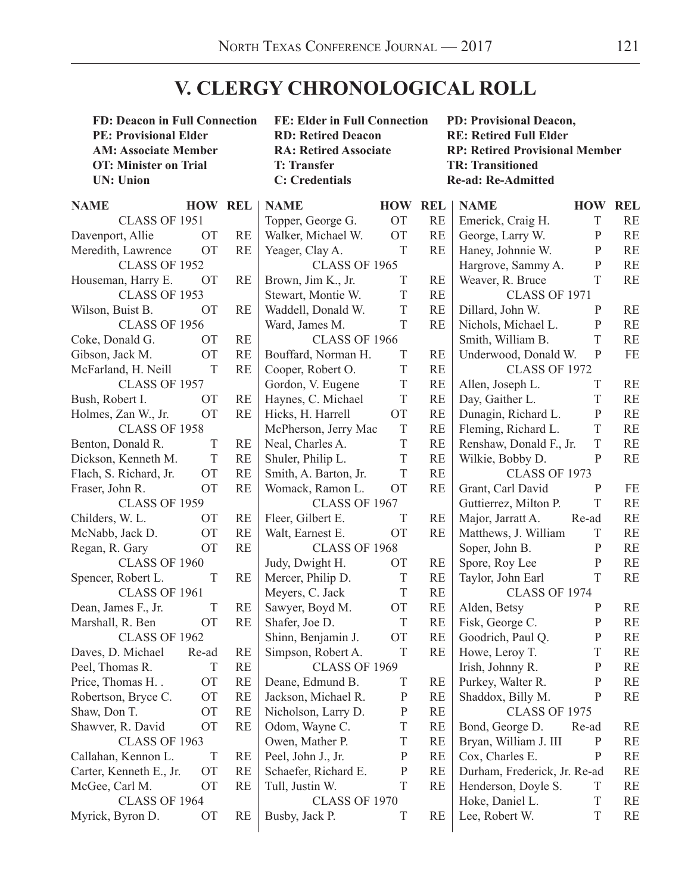# V. CLERGY CHRONOLOGICAL ROLL

**FD: Deacon in Full Connection** | **FE: Elder in Full Connection** | **PD: Provisional Deacon,**
**PE: Provisional Elder** | **RD: Retired Deacon** | **RE: Retired Full Elder**
**AM: Associate Member** | **RA: Retired Associate** | **RP: Retired Provisional Member**
**OT: Minister on Trial** | **T: Transfer** | **TR: Transitioned**
**UN: Union** | **C: Credentials** | **Re-ad: Re-Admitted**

| NAME | HOW | REL |
|---|---|---|
| CLASS OF 1951 | | |
| Davenport, Allie | OT | RE |
| Meredith, Lawrence | OT | RE |
| CLASS OF 1952 | | |
| Houseman, Harry E. | OT | RE |
| CLASS OF 1953 | | |
| Wilson, Buist B. | OT | RE |
| CLASS OF 1956 | | |
| Coke, Donald G. | OT | RE |
| Gibson, Jack M. | OT | RE |
| McFarland, H. Neill | T | RE |
| CLASS OF 1957 | | |
| Bush, Robert I. | OT | RE |
| Holmes, Zan W., Jr. | OT | RE |
| CLASS OF 1958 | | |
| Benton, Donald R. | T | RE |
| Dickson, Kenneth M. | T | RE |
| Flach, S. Richard, Jr. | OT | RE |
| Fraser, John R. | OT | RE |
| CLASS OF 1959 | | |
| Childers, W. L. | OT | RE |
| McNabb, Jack D. | OT | RE |
| Regan, R. Gary | OT | RE |
| CLASS OF 1960 | | |
| Spencer, Robert L. | T | RE |
| CLASS OF 1961 | | |
| Dean, James F., Jr. | T | RE |
| Marshall, R. Ben | OT | RE |
| CLASS OF 1962 | | |
| Daves, D. Michael | Re-ad | RE |
| Peel, Thomas R. | T | RE |
| Price, Thomas H. . | OT | RE |
| Robertson, Bryce C. | OT | RE |
| Shaw, Don T. | OT | RE |
| Shawver, R. David | OT | RE |
| CLASS OF 1963 | | |
| Callahan, Kennon L. | T | RE |
| Carter, Kenneth E., Jr. | OT | RE |
| McGee, Carl M. | OT | RE |
| CLASS OF 1964 | | |
| Myrick, Byron D. | OT | RE |
| Topper, George G. | OT | RE |
| Walker, Michael W. | OT | RE |
| Yeager, Clay A. | T | RE |
| CLASS OF 1965 | | |
| Brown, Jim K., Jr. | T | RE |
| Stewart, Montie W. | T | RE |
| Waddell, Donald W. | T | RE |
| Ward, James M. | T | RE |
| CLASS OF 1966 | | |
| Bouffard, Norman H. | T | RE |
| Cooper, Robert O. | T | RE |
| Gordon, V. Eugene | T | RE |
| Haynes, C. Michael | T | RE |
| Hicks, H. Harrell | OT | RE |
| McPherson, Jerry Mac | T | RE |
| Neal, Charles A. | T | RE |
| Shuler, Philip L. | T | RE |
| Smith, A. Barton, Jr. | T | RE |
| Womack, Ramon L. | OT | RE |
| CLASS OF 1967 | | |
| Fleer, Gilbert E. | T | RE |
| Walt, Earnest E. | OT | RE |
| CLASS OF 1968 | | |
| Judy, Dwight H. | OT | RE |
| Mercer, Philip D. | T | RE |
| Meyers, C. Jack | T | RE |
| Sawyer, Boyd M. | OT | RE |
| Shafer, Joe D. | T | RE |
| Shinn, Benjamin J. | OT | RE |
| Simpson, Robert A. | T | RE |
| CLASS OF 1969 | | |
| Deane, Edmund B. | T | RE |
| Jackson, Michael R. | P | RE |
| Nicholson, Larry D. | P | RE |
| Odom, Wayne C. | T | RE |
| Owen, Mather P. | T | RE |
| Peel, John J., Jr. | P | RE |
| Schaefer, Richard E. | P | RE |
| Tull, Justin W. | T | RE |
| CLASS OF 1970 | | |
| Busby, Jack P. | T | RE |
| Emerick, Craig H. | T | RE |
| George, Larry W. | P | RE |
| Haney, Johnnie W. | P | RE |
| Hargrove, Sammy A. | P | RE |
| Weaver, R. Bruce | T | RE |
| CLASS OF 1971 | | |
| Dillard, John W. | P | RE |
| Nichols, Michael L. | P | RE |
| Smith, William B. | T | RE |
| Underwood, Donald W. | P | FE |
| CLASS OF 1972 | | |
| Allen, Joseph L. | T | RE |
| Day, Gaither L. | T | RE |
| Dunagin, Richard L. | P | RE |
| Fleming, Richard L. | T | RE |
| Renshaw, Donald F., Jr. | T | RE |
| Wilkie, Bobby D. | P | RE |
| CLASS OF 1973 | | |
| Grant, Carl David | P | FE |
| Guttierrez, Milton P. | T | RE |
| Major, Jarratt A. | Re-ad | RE |
| Matthews, J. William | T | RE |
| Soper, John B. | P | RE |
| Spore, Roy Lee | P | RE |
| Taylor, John Earl | T | RE |
| CLASS OF 1974 | | |
| Alden, Betsy | P | RE |
| Fisk, George C. | P | RE |
| Goodrich, Paul Q. | P | RE |
| Howe, Leroy T. | T | RE |
| Irish, Johnny R. | P | RE |
| Purkey, Walter R. | P | RE |
| Shaddox, Billy M. | P | RE |
| CLASS OF 1975 | | |
| Bond, George D. | Re-ad | RE |
| Bryan, William J. III | P | RE |
| Cox, Charles E. | P | RE |
| Durham, Frederick, Jr. | Re-ad | RE |
| Henderson, Doyle S. | T | RE |
| Hoke, Daniel L. | T | RE |
| Lee, Robert W. | T | RE |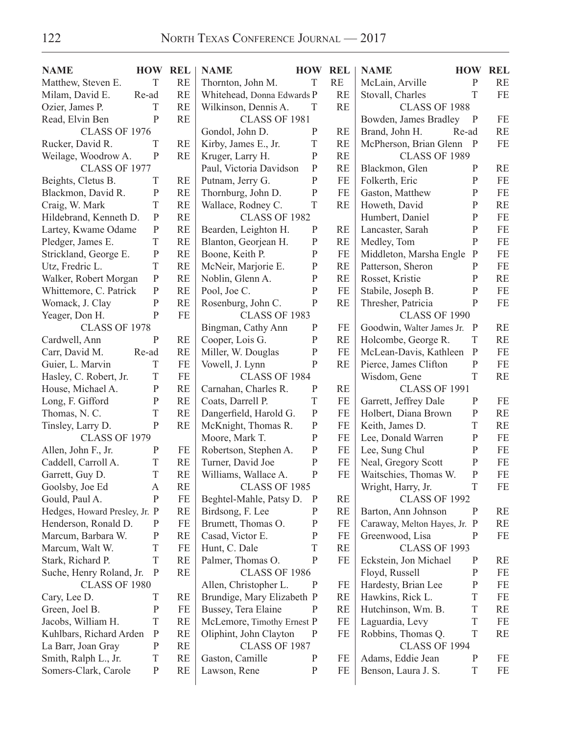| NAME | HOW | REL |
|---|---|---|
| Matthew, Steven E. | T | RE |
| Milam, David E. | Re-ad | RE |
| Ozier, James P. | T | RE |
| Read, Elvin Ben | P | RE |
| CLASS OF 1976 | | |
| Rucker, David R. | T | RE |
| Weilage, Woodrow A. | P | RE |
| CLASS OF 1977 | | |
| Beights, Cletus B. | T | RE |
| Blackmon, David R. | P | RE |
| Craig, W. Mark | T | RE |
| Hildebrand, Kenneth D. | P | RE |
| Lartey, Kwame Odame | P | RE |
| Pledger, James E. | T | RE |
| Strickland, George E. | P | RE |
| Utz, Fredric L. | T | RE |
| Walker, Robert Morgan | P | RE |
| Whittemore, C. Patrick | P | RE |
| Womack, J. Clay | P | RE |
| Yeager, Don H. | P | FE |
| CLASS OF 1978 | | |
| Cardwell, Ann | P | RE |
| Carr, David M. | Re-ad | RE |
| Guier, L. Marvin | T | FE |
| Hasley, C. Robert, Jr. | T | FE |
| House, Michael A. | P | RE |
| Long, F. Gifford | P | RE |
| Thomas, N. C. | T | RE |
| Tinsley, Larry D. | P | RE |
| CLASS OF 1979 | | |
| Allen, John F., Jr. | P | FE |
| Caddell, Carroll A. | T | RE |
| Garrett, Guy D. | T | RE |
| Goolsby, Joe Ed | A | RE |
| Gould, Paul A. | P | FE |
| Hedges, Howard Presley, Jr. | P | RE |
| Henderson, Ronald D. | P | FE |
| Marcum, Barbara W. | P | RE |
| Marcum, Walt W. | T | FE |
| Stark, Richard P. | T | RE |
| Suche, Henry Roland, Jr. | P | RE |
| CLASS OF 1980 | | |
| Cary, Lee D. | T | RE |
| Green, Joel B. | P | FE |
| Jacobs, William H. | T | RE |
| Kuhlbars, Richard Arden | P | RE |
| La Barr, Joan Gray | P | RE |
| Smith, Ralph L., Jr. | T | RE |
| Somers-Clark, Carole | P | RE |
| Thornton, John M. | T | RE |
| Whitehead, Donna Edwards | P | RE |
| Wilkinson, Dennis A. | T | RE |
| CLASS OF 1981 | | |
| Gondol, John D. | P | RE |
| Kirby, James E., Jr. | T | RE |
| Kruger, Larry H. | P | RE |
| Paul, Victoria Davidson | P | RE |
| Putnam, Jerry G. | P | FE |
| Thornburg, John D. | P | FE |
| Wallace, Rodney C. | T | RE |
| CLASS OF 1982 | | |
| Bearden, Leighton H. | P | RE |
| Blanton, Georjean H. | P | RE |
| Boone, Keith P. | P | FE |
| McNeir, Marjorie E. | P | RE |
| Noblin, Glenn A. | P | RE |
| Pool, Joe C. | P | FE |
| Rosenburg, John C. | P | RE |
| CLASS OF 1983 | | |
| Bingman, Cathy Ann | P | FE |
| Cooper, Lois G. | P | RE |
| Miller, W. Douglas | P | FE |
| Vowell, J. Lynn | P | RE |
| CLASS OF 1984 | | |
| Carnahan, Charles R. | P | RE |
| Coats, Darrell P. | T | FE |
| Dangerfield, Harold G. | P | FE |
| McKnight, Thomas R. | P | FE |
| Moore, Mark T. | P | FE |
| Robertson, Stephen A. | P | FE |
| Turner, David Joe | P | FE |
| Williams, Wallace A. | P | FE |
| CLASS OF 1985 | | |
| Beghtel-Mahle, Patsy D. | P | RE |
| Birdsong, F. Lee | P | RE |
| Brumett, Thomas O. | P | FE |
| Casad, Victor E. | P | FE |
| Hunt, C. Dale | T | RE |
| Palmer, Thomas O. | P | FE |
| CLASS OF 1986 | | |
| Allen, Christopher L. | P | FE |
| Brundige, Mary Elizabeth | P | RE |
| Bussey, Tera Elaine | P | RE |
| McLemore, Timothy Ernest | P | FE |
| Oliphint, John Clayton | P | FE |
| CLASS OF 1987 | | |
| Gaston, Camille | P | FE |
| Lawson, Rene | P | FE |
| McLain, Arville | P | RE |
| Stovall, Charles | T | FE |
| CLASS OF 1988 | | |
| Bowden, James Bradley | P | FE |
| Brand, John H. | Re-ad | RE |
| McPherson, Brian Glenn | P | FE |
| CLASS OF 1989 | | |
| Blackmon, Glen | P | RE |
| Folkerth, Eric | P | FE |
| Gaston, Matthew | P | FE |
| Howeth, David | P | RE |
| Humbert, Daniel | P | FE |
| Lancaster, Sarah | P | FE |
| Medley, Tom | P | FE |
| Middleton, Marsha Engle | P | FE |
| Patterson, Sheron | P | FE |
| Rosset, Kristie | P | RE |
| Stabile, Joseph B. | P | FE |
| Thresher, Patricia | P | FE |
| CLASS OF 1990 | | |
| Goodwin, Walter James Jr. | P | RE |
| Holcombe, George R. | T | RE |
| McLean-Davis, Kathleen | P | FE |
| Pierce, James Clifton | P | FE |
| Wisdom, Gene | T | RE |
| CLASS OF 1991 | | |
| Garrett, Jeffrey Dale | P | FE |
| Holbert, Diana Brown | P | RE |
| Keith, James D. | T | RE |
| Lee, Donald Warren | P | FE |
| Lee, Sung Chul | P | FE |
| Neal, Gregory Scott | P | FE |
| Waitschies, Thomas W. | P | FE |
| Wright, Harry, Jr. | T | FE |
| CLASS OF 1992 | | |
| Barton, Ann Johnson | P | RE |
| Caraway, Melton Hayes, Jr. | P | RE |
| Greenwood, Lisa | P | FE |
| CLASS OF 1993 | | |
| Eckstein, Jon Michael | P | RE |
| Floyd, Russell | P | FE |
| Hardesty, Brian Lee | P | FE |
| Hawkins, Rick L. | T | FE |
| Hutchinson, Wm. B. | T | RE |
| Laguardia, Levy | T | FE |
| Robbins, Thomas Q. | T | RE |
| CLASS OF 1994 | | |
| Adams, Eddie Jean | P | FE |
| Benson, Laura J. S. | T | FE |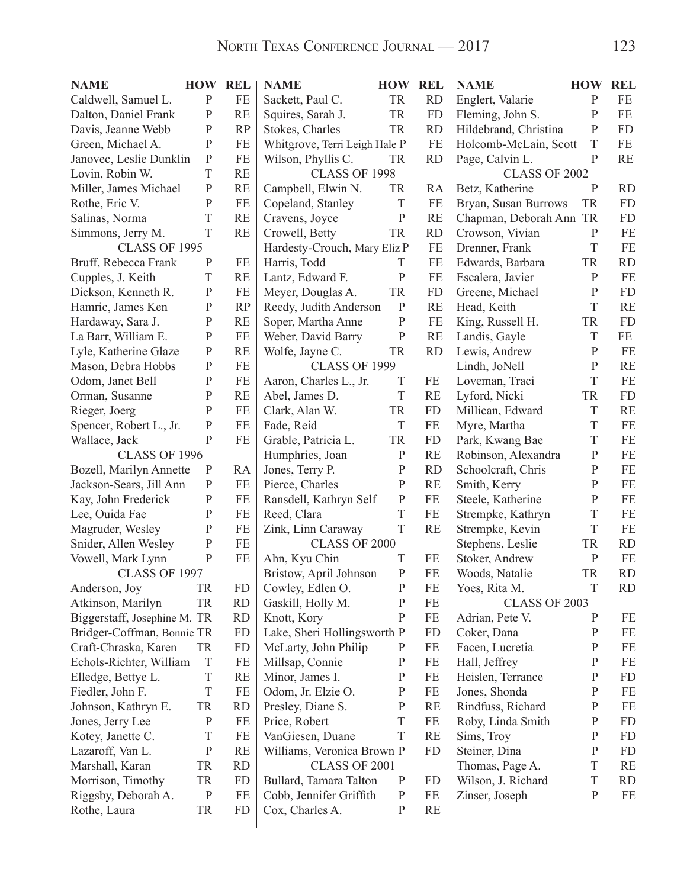| NAME | HOW | REL |
|---|---|---|
| Caldwell, Samuel L. | P | FE |
| Dalton, Daniel Frank | P | RE |
| Davis, Jeanne Webb | P | RP |
| Green, Michael A. | P | FE |
| Janovec, Leslie Dunklin | P | FE |
| Lovin, Robin W. | T | RE |
| Miller, James Michael | P | RE |
| Rothe, Eric V. | P | FE |
| Salinas, Norma | T | RE |
| Simmons, Jerry M. | T | RE |
| CLASS OF 1995 | | |
| Bruff, Rebecca Frank | P | FE |
| Cupples, J. Keith | T | RE |
| Dickson, Kenneth R. | P | FE |
| Hamric, James Ken | P | RP |
| Hardaway, Sara J. | P | RE |
| La Barr, William E. | P | FE |
| Lyle, Katherine Glaze | P | RE |
| Mason, Debra Hobbs | P | FE |
| Odom, Janet Bell | P | FE |
| Orman, Susanne | P | RE |
| Rieger, Joerg | P | FE |
| Spencer, Robert L., Jr. | P | FE |
| Wallace, Jack | P | FE |
| CLASS OF 1996 | | |
| Bozell, Marilyn Annette | P | RA |
| Jackson-Sears, Jill Ann | P | FE |
| Kay, John Frederick | P | FE |
| Lee, Ouida Fae | P | FE |
| Magruder, Wesley | P | FE |
| Snider, Allen Wesley | P | FE |
| Vowell, Mark Lynn | P | FE |
| CLASS OF 1997 | | |
| Anderson, Joy | TR | FD |
| Atkinson, Marilyn | TR | RD |
| Biggerstaff, Josephine M. | TR | RD |
| Bridger-Coffman, Bonnie | TR | FD |
| Craft-Chraska, Karen | TR | FD |
| Echols-Richter, William | T | FE |
| Elledge, Bettye L. | T | RE |
| Fiedler, John F. | T | FE |
| Johnson, Kathryn E. | TR | RD |
| Jones, Jerry Lee | P | FE |
| Kotey, Janette C. | T | FE |
| Lazaroff, Van L. | P | RE |
| Marshall, Karan | TR | RD |
| Morrison, Timothy | TR | FD |
| Riggsby, Deborah A. | P | FE |
| Rothe, Laura | TR | FD |
| Sackett, Paul C. | TR | RD |
| Squires, Sarah J. | TR | FD |
| Stokes, Charles | TR | RD |
| Whitgrove, Terri Leigh Hale | P | FE |
| Wilson, Phyllis C. | TR | RD |
| CLASS OF 1998 | | |
| Campbell, Elwin N. | TR | RA |
| Copeland, Stanley | T | FE |
| Cravens, Joyce | P | RE |
| Crowell, Betty | TR | RD |
| Hardesty-Crouch, Mary Eliz | P | FE |
| Harris, Todd | T | FE |
| Lantz, Edward F. | P | FE |
| Meyer, Douglas A. | TR | FD |
| Reedy, Judith Anderson | P | RE |
| Soper, Martha Anne | P | FE |
| Weber, David Barry | P | RE |
| Wolfe, Jayne C. | TR | RD |
| CLASS OF 1999 | | |
| Aaron, Charles L., Jr. | T | FE |
| Abel, James D. | T | RE |
| Clark, Alan W. | TR | FD |
| Fade, Reid | T | FE |
| Grable, Patricia L. | TR | FD |
| Humphries, Joan | P | RE |
| Jones, Terry P. | P | RD |
| Pierce, Charles | P | RE |
| Ransdell, Kathryn Self | P | FE |
| Reed, Clara | T | FE |
| Zink, Linn Caraway | T | RE |
| CLASS OF 2000 | | |
| Ahn, Kyu Chin | T | FE |
| Bristow, April Johnson | P | FE |
| Cowley, Edlen O. | P | FE |
| Gaskill, Holly M. | P | FE |
| Knott, Kory | P | FE |
| Lake, Sheri Hollingsworth | P | FD |
| McLarty, John Philip | P | FE |
| Millsap, Connie | P | FE |
| Minor, James I. | P | FE |
| Odom, Jr. Elzie O. | P | FE |
| Presley, Diane S. | P | RE |
| Price, Robert | T | FE |
| VanGiesen, Duane | T | RE |
| Williams, Veronica Brown | P | FD |
| CLASS OF 2001 | | |
| Bullard, Tamara Talton | P | FD |
| Cobb, Jennifer Griffith | P | FE |
| Cox, Charles A. | P | RE |
| Englert, Valarie | P | FE |
| Fleming, John S. | P | FE |
| Hildebrand, Christina | P | FD |
| Holcomb-McLain, Scott | T | FE |
| Page, Calvin L. | P | RE |
| CLASS OF 2002 | | |
| Betz, Katherine | P | RD |
| Bryan, Susan Burrows | TR | FD |
| Chapman, Deborah Ann | TR | FD |
| Crowson, Vivian | P | FE |
| Drenner, Frank | T | FE |
| Edwards, Barbara | TR | RD |
| Escalera, Javier | P | FE |
| Greene, Michael | P | FD |
| Head, Keith | T | RE |
| King, Russell H. | TR | FD |
| Landis, Gayle | T | FE |
| Lewis, Andrew | P | FE |
| Lindh, JoNell | P | RE |
| Loveman, Traci | T | FE |
| Lyford, Nicki | TR | FD |
| Millican, Edward | T | RE |
| Myre, Martha | T | FE |
| Park, Kwang Bae | T | FE |
| Robinson, Alexandra | P | FE |
| Schoolcraft, Chris | P | FE |
| Smith, Kerry | P | FE |
| Steele, Katherine | P | FE |
| Strempke, Kathryn | T | FE |
| Strempke, Kevin | T | FE |
| Stephens, Leslie | TR | RD |
| Stoker, Andrew | P | FE |
| Woods, Natalie | TR | RD |
| Yoes, Rita M. | T | RD |
| CLASS OF 2003 | | |
| Adrian, Pete V. | P | FE |
| Coker, Dana | P | FE |
| Facen, Lucretia | P | FE |
| Hall, Jeffrey | P | FE |
| Heislen, Terrance | P | FD |
| Jones, Shonda | P | FE |
| Rindfuss, Richard | P | FE |
| Roby, Linda Smith | P | FD |
| Sims, Troy | P | FD |
| Steiner, Dina | P | FD |
| Thomas, Page A. | T | RE |
| Wilson, J. Richard | T | RD |
| Zinser, Joseph | P | FE |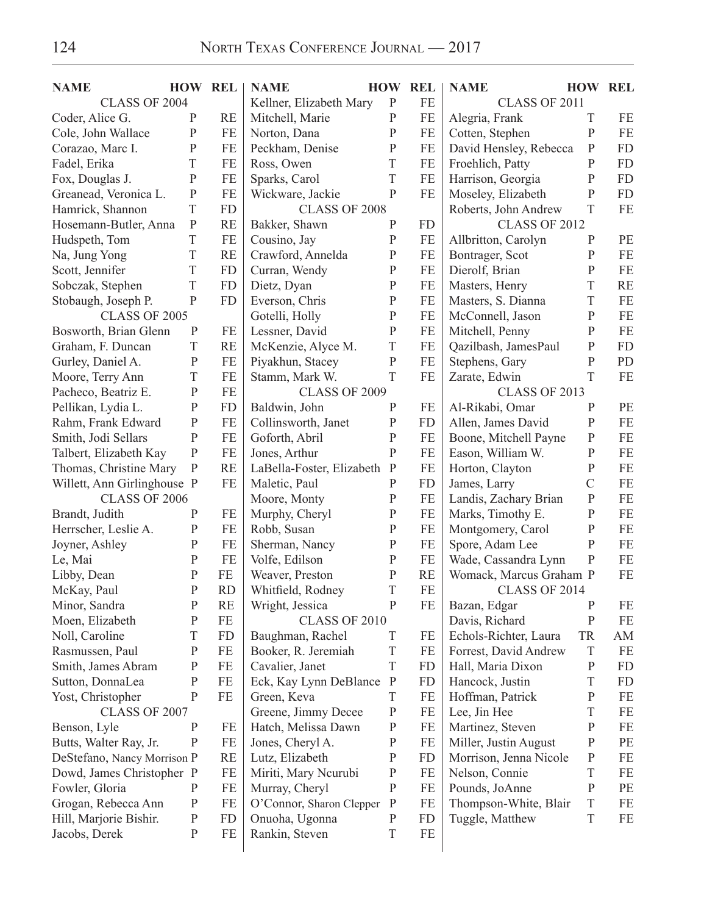| NAME | HOW | REL |
|---|---|---|
| CLASS OF 2004 | | |
| Coder, Alice G. | P | RE |
| Cole, John Wallace | P | FE |
| Corazao, Marc I. | P | FE |
| Fadel, Erika | T | FE |
| Fox, Douglas J. | P | FE |
| Greanead, Veronica L. | P | FE |
| Hamrick, Shannon | T | FD |
| Hosemann-Butler, Anna | P | RE |
| Hudspeth, Tom | T | FE |
| Na, Jung Yong | T | RE |
| Scott, Jennifer | T | FD |
| Sobczak, Stephen | T | FD |
| Stobaugh, Joseph P. | P | FD |
| CLASS OF 2005 | | |
| Bosworth, Brian Glenn | P | FE |
| Graham, F. Duncan | T | RE |
| Gurley, Daniel A. | P | FE |
| Moore, Terry Ann | T | FE |
| Pacheco, Beatriz E. | P | FE |
| Pellikan, Lydia L. | P | FD |
| Rahm, Frank Edward | P | FE |
| Smith, Jodi Sellars | P | FE |
| Talbert, Elizabeth Kay | P | FE |
| Thomas, Christine Mary | P | RE |
| Willett, Ann Girlinghouse | P | FE |
| CLASS OF 2006 | | |
| Brandt, Judith | P | FE |
| Herrscher, Leslie A. | P | FE |
| Joyner, Ashley | P | FE |
| Le, Mai | P | FE |
| Libby, Dean | P | FE |
| McKay, Paul | P | RD |
| Minor, Sandra | P | RE |
| Moen, Elizabeth | P | FE |
| Noll, Caroline | T | FD |
| Rasmussen, Paul | P | FE |
| Smith, James Abram | P | FE |
| Sutton, DonnaLea | P | FE |
| Yost, Christopher | P | FE |
| CLASS OF 2007 | | |
| Benson, Lyle | P | FE |
| Butts, Walter Ray, Jr. | P | FE |
| DeStefano, Nancy Morrison | P | RE |
| Dowd, James Christopher | P | FE |
| Fowler, Gloria | P | FE |
| Grogan, Rebecca Ann | P | FE |
| Hill, Marjorie Bishir. | P | FD |
| Jacobs, Derek | P | FE |
| Kellner, Elizabeth Mary | P | FE |
| Mitchell, Marie | P | FE |
| Norton, Dana | P | FE |
| Peckham, Denise | P | FE |
| Ross, Owen | T | FE |
| Sparks, Carol | T | FE |
| Wickware, Jackie | P | FE |
| CLASS OF 2008 | | |
| Bakker, Shawn | P | FD |
| Cousino, Jay | P | FE |
| Crawford, Annelda | P | FE |
| Curran, Wendy | P | FE |
| Dietz, Dyan | P | FE |
| Everson, Chris | P | FE |
| Gotelli, Holly | P | FE |
| Lessner, David | P | FE |
| McKenzie, Alyce M. | T | FE |
| Piyakhun, Stacey | P | FE |
| Stamm, Mark W. | T | FE |
| CLASS OF 2009 | | |
| Baldwin, John | P | FE |
| Collinsworth, Janet | P | FD |
| Goforth, Abril | P | FE |
| Jones, Arthur | P | FE |
| LaBella-Foster, Elizabeth | P | FE |
| Maletic, Paul | P | FD |
| Moore, Monty | P | FE |
| Murphy, Cheryl | P | FE |
| Robb, Susan | P | FE |
| Sherman, Nancy | P | FE |
| Volfe, Edilson | P | FE |
| Weaver, Preston | P | RE |
| Whitfield, Rodney | T | FE |
| Wright, Jessica | P | FE |
| CLASS OF 2010 | | |
| Baughman, Rachel | T | FE |
| Booker, R. Jeremiah | T | FE |
| Cavalier, Janet | T | FD |
| Eck, Kay Lynn DeBlance | P | FD |
| Green, Keva | T | FE |
| Greene, Jimmy Decee | P | FE |
| Hatch, Melissa Dawn | P | FE |
| Jones, Cheryl A. | P | FE |
| Lutz, Elizabeth | P | FD |
| Miriti, Mary Ncurubi | P | FE |
| Murray, Cheryl | P | FE |
| O'Connor, Sharon Clepper | P | FE |
| Onuoha, Ugonna | P | FD |
| Rankin, Steven | T | FE |
| CLASS OF 2011 | | |
| Alegria, Frank | T | FE |
| Cotten, Stephen | P | FE |
| David Hensley, Rebecca | P | FD |
| Froehlich, Patty | P | FD |
| Harrison, Georgia | P | FD |
| Moseley, Elizabeth | P | FD |
| Roberts, John Andrew | T | FE |
| CLASS OF 2012 | | |
| Allbritton, Carolyn | P | PE |
| Bontrager, Scot | P | FE |
| Dierolf, Brian | P | FE |
| Masters, Henry | T | RE |
| Masters, S. Dianna | T | FE |
| McConnell, Jason | P | FE |
| Mitchell, Penny | P | FE |
| Qazilbash, JamesPaul | P | FD |
| Stephens, Gary | P | PD |
| Zarate, Edwin | T | FE |
| CLASS OF 2013 | | |
| Al-Rikabi, Omar | P | PE |
| Allen, James David | P | FE |
| Boone, Mitchell Payne | P | FE |
| Eason, William W. | P | FE |
| Horton, Clayton | P | FE |
| James, Larry | C | FE |
| Landis, Zachary Brian | P | FE |
| Marks, Timothy E. | P | FE |
| Montgomery, Carol | P | FE |
| Spore, Adam Lee | P | FE |
| Wade, Cassandra Lynn | P | FE |
| Womack, Marcus Graham | P | FE |
| CLASS OF 2014 | | |
| Bazan, Edgar | P | FE |
| Davis, Richard | P | FE |
| Echols-Richter, Laura | TR | AM |
| Forrest, David Andrew | T | FE |
| Hall, Maria Dixon | P | FD |
| Hancock, Justin | T | FD |
| Hoffman, Patrick | P | FE |
| Lee, Jin Hee | T | FE |
| Martinez, Steven | P | FE |
| Miller, Justin August | P | PE |
| Morrison, Jenna Nicole | P | FE |
| Nelson, Connie | T | FE |
| Pounds, JoAnne | P | PE |
| Thompson-White, Blair | T | FE |
| Tuggle, Matthew | T | FE |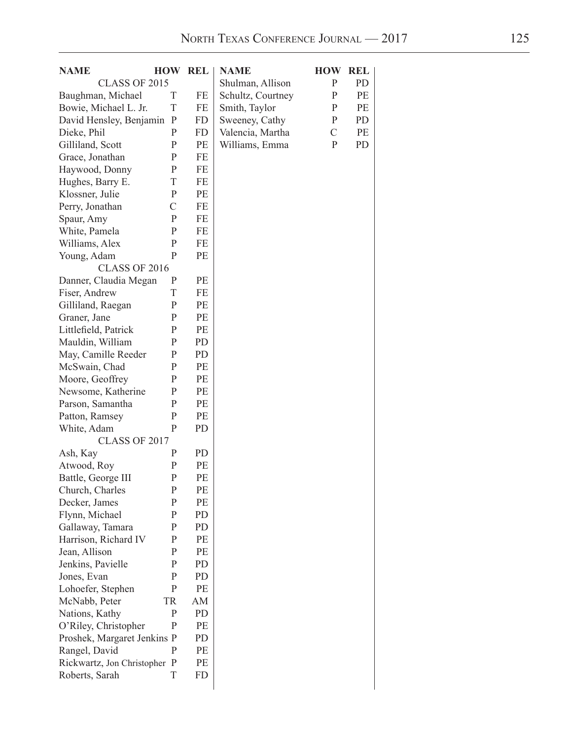| NAME | HOW | REL |
|---|---|---|
| CLASS OF 2015 | | |
| Baughman, Michael | T | FE |
| Bowie, Michael L. Jr. | T | FE |
| David Hensley, Benjamin | P | FD |
| Dieke, Phil | P | FD |
| Gilliland, Scott | P | PE |
| Grace, Jonathan | P | FE |
| Haywood, Donny | P | FE |
| Hughes, Barry E. | T | FE |
| Klossner, Julie | P | PE |
| Perry, Jonathan | C | FE |
| Spaur, Amy | P | FE |
| White, Pamela | P | FE |
| Williams, Alex | P | FE |
| Young, Adam | P | PE |
| CLASS OF 2016 | | |
| Danner, Claudia Megan | P | PE |
| Fiser, Andrew | T | FE |
| Gilliland, Raegan | P | PE |
| Graner, Jane | P | PE |
| Littlefield, Patrick | P | PE |
| Mauldin, William | P | PD |
| May, Camille Reeder | P | PD |
| McSwain, Chad | P | PE |
| Moore, Geoffrey | P | PE |
| Newsome, Katherine | P | PE |
| Parson, Samantha | P | PE |
| Patton, Ramsey | P | PE |
| White, Adam | P | PD |
| CLASS OF 2017 | | |
| Ash, Kay | P | PD |
| Atwood, Roy | P | PE |
| Battle, George III | P | PE |
| Church, Charles | P | PE |
| Decker, James | P | PE |
| Flynn, Michael | P | PD |
| Gallaway, Tamara | P | PD |
| Harrison, Richard IV | P | PE |
| Jean, Allison | P | PE |
| Jenkins, Pavielle | P | PD |
| Jones, Evan | P | PD |
| Lohoefer, Stephen | P | PE |
| McNabb, Peter | TR | AM |
| Nations, Kathy | P | PD |
| O'Riley, Christopher | P | PE |
| Proshek, Margaret Jenkins | P | PD |
| Rangel, David | P | PE |
| Rickwartz, Jon Christopher | P | PE |
| Roberts, Sarah | T | FD |
| Shulman, Allison | P | PD |
| Schultz, Courtney | P | PE |
| Smith, Taylor | P | PE |
| Sweeney, Cathy | P | PD |
| Valencia, Martha | C | PE |
| Williams, Emma | P | PD |